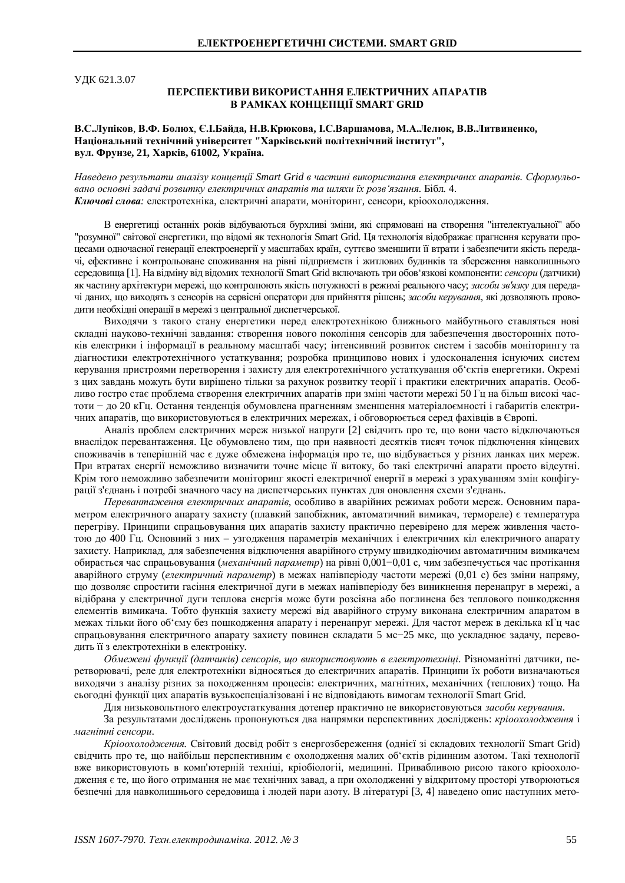УДК 621.3.07

# ПЕРСПЕКТИВИ ВИКОРИСТАННЯ ЕЛЕКТРИЧНИХ АПАРАТІВ В РАМКАХ КОНЦЕПЦІЇ SMART GRID

**В.С.Лупіков**, **В.Ф. Болюх**, **Є.І.Байда, Н.В.Крюкова, І.С.Варшамова, М.А.Лелюк, В.В.Литвиненко,**
**Національний технічний університет "Харківський політехнічний інститут",**
**вул. Фрунзе, 21, Харків, 61002, Україна.**

*Наведено результати аналізу концепції Smart Grid в частині використання електричних апаратів. Сформульовано основні задачі розвитку електричних апаратів та шляхи їх розв'язання.* Бібл. 4.
***Ключові слова:*** електротехніка, електричні апарати, моніторинг, сенсори, кріоохолодження.

В енергетиці останніх років відбуваються бурхливі зміни, які спрямовані на створення "інтелектуальної" або "розумної" світової енергетики, що відомі як технологія Smart Grid. Ця технологія відображає прагнення керувати процесами одночасної генерації електроенергії у масштабах країн, суттєво зменшити її втрати і забезпечити якість передачі, ефективне і контрольоване споживання на рівні підприємств і житлових будинків та збереження навколишнього середовища [1]. На відміну від відомих технологій Smart Grid включають три обов'язкові компоненти: *сенсори* (датчики) як частину архітектури мережі, що контролюють якість потужності в режимі реального часу; *засоби зв'язку* для передачі даних, що виходять з сенсорів на сервісні оператори для прийняття рішень; *засоби керування*, які дозволяють проводити необхідні операції в мережі з центральної диспетчерської.

Виходячи з такого стану енергетики перед електротехнікою ближнього майбутнього ставляться нові складні науково-технічні завдання: створення нового покоління сенсорів для забезпечення двосторонніх потоків електрики і інформації в реальному масштабі часу; інтенсивний розвиток систем і засобів моніторингу та діагностики електротехнічного устаткування; розробка принципово нових і удосконалення існуючих систем керування пристроями перетворення і захисту для електротехнічного устаткування об'єктів енергетики. Окремі з цих завдань можуть бути вирішено тільки за рахунок розвитку теорії і практики електричних апаратів. Особливо гостро стає проблема створення електричних апаратів при зміні частоти мережі 50 Гц на більш високі частоти − до 20 кГц. Остання тенденція обумовлена прагненням зменшення матеріалоємності і габаритів електричних апаратів, що використовуються в електричних мережах, і обговорюється серед фахівців в Європі.

Аналіз проблем електричних мереж низької напруги [2] свідчить про те, що вони часто відключаються внаслідок перевантаження. Це обумовлено тим, що при наявності десятків тисяч точок підключення кінцевих споживачів в теперішній час є дуже обмежена інформація про те, що відбувається у різних ланках цих мереж. При втратах енергії неможливо визначити точне місце її витоку, бо такі електричні апарати просто відсутні. Крім того неможливо забезпечити моніторинг якості електричної енергії в мережі з урахуванням змін конфігурації з'єднань і потребі значного часу на диспетчерських пунктах для оновлення схеми з'єднань.

*Перевантаження електричних апаратів*, особливо в аварійних режимах роботи мереж. Основним параметром електричного апарату захисту (плавкий запобіжник, автоматичний вимикач, термореле) є температура перегріву. Принципи спрацьовування цих апаратів захисту практично перевірено для мереж живлення частотою до 400 Гц. Основний з них – узгодження параметрів механічних і електричних кіл електричного апарату захисту. Наприклад, для забезпечення відключення аварійного струму швидкодіючим автоматичним вимикачем обирається час спрацьовування (*механічний параметр*) на рівні 0,001−0,01 с, чим забезпечується час протікання аварійного струму (*електричний параметр*) в межах напівперіоду частоти мережі (0,01 с) без зміни напряму, що дозволяє спростити гасіння електричної дуги в межах напівперіоду без виникнення перенапруг в мережі, а відібрана у електричної дуги теплова енергія може бути розсіяна або поглинена без теплового пошкодження елементів вимикача. Тобто функція захисту мережі від аварійного струму виконана електричним апаратом в межах тільки його об'єму без пошкодження апарату і перенапруг мережі. Для частот мереж в декілька кГц час спрацьовування електричного апарату захисту повинен складати 5 мс−25 мкс, що ускладнює задачу, переводить її з електротехніки в електроніку.

*Обмежені функції (датчиків) сенсорів, що використовують в електротехніці*. Різноманітні датчики, перетворювачі, реле для електротехніки відносяться до електричних апаратів. Принципи їх роботи визначаються виходячи з аналізу різних за походженням процесів: електричних, магнітних, механічних (теплових) тощо. На сьогодні функції цих апаратів вузькоспеціалізовані і не відповідають вимогам технології Smart Grid.

Для низьковольтного електроустаткування дотепер практично не використовуються *засоби керування*.

За результатами досліджень пропонуються два напрямки перспективних досліджень: *кріоохолодження* і *магнітні сенсори*.

*Кріоохолодження.* Світовий досвід робіт з енергозбереження (однієї зі складових технології Smart Grid) свідчить про те, що найбільш перспективним є охолодження малих об'єктів рідинним азотом. Такі технології вже використовують в комп'ютерній техніці, кріобіології, медицині. Привабливою рисою такого кріоохолодження є те, що його отримання не має технічних завад, а при охолодженні у відкритому просторі утворюються безпечні для навколишнього середовища і людей пари азоту. В літературі [3, 4] наведено опис наступних мето-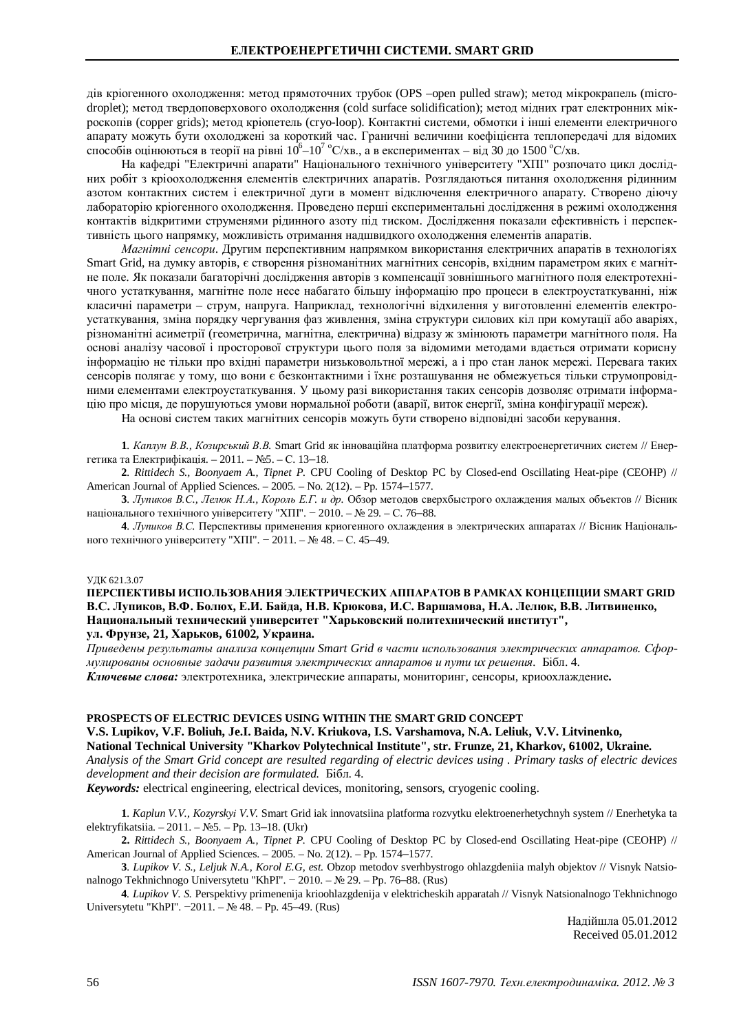дів кріогенного охолодження: метод прямоточних трубок (OPS –open pulled straw); метод мікрокрапель (micro-droplet); метод твердоповерхового охолодження (cold surface solidification); метод мідних грат електронних мікроскопів (copper grids); метод кріопетель (cryo-loop). Контактні системи, обмотки і інші елементи електричного апарату можуть бути охолоджені за короткий час. Граничні величини коефіцієнта теплопередачі для відомих способів оцінюються в теорії на рівні $10^6$–$10^7$ °С/хв., а в експериментах – від 30 до 1500 °С/хв.

На кафедрі "Електричні апарати" Національного технічного університету "ХПІ" розпочато цикл досліджних робіт з кріоохолодження елементів електричних апаратів. Розглядаються питання охолодження рідинним азотом контактних систем і електричної дуги в момент відключення електричного апарату. Створено діючу лабораторію кріогенного охолодження. Проведено перші експериментальні дослідження в режимі охолодження контактів відкритими струменями рідинного азоту під тиском. Дослідження показали ефективність і перспективність цього напрямку, можливість отримання надшвидкого охолодження елементів апаратів.

*Магнітні сенсори*. Другим перспективним напрямком використання електричних апаратів в технологіях Smart Grid, на думку авторів, є створення різноманітних магнітних сенсорів, вхідним параметром яких є магнітне поле. Як показали багаторічні дослідження авторів з компенсації зовнішнього магнітного поля електротехнічного устаткування, магнітне поле несе набагато більшу інформацію про процеси в електроустаткуванні, ніж класичні параметри – струм, напруга. Наприклад, технологічні відхилення у виготовленні елементів електроустаткування, зміна порядку чергування фаз живлення, зміна структури силових кіл при комутації або аваріях, різноманітні асиметрії (геометрична, магнітна, електрична) відразу ж змінюють параметри магнітного поля. На основі аналізу часової і просторової структури цього поля за відомими методами вдається отримати корисну інформацію не тільки про вхідні параметри низьковольтної мережі, а і про стан ланок мережі. Перевага таких сенсорів полягає у тому, що вони є безконтактними і їхнє розташування не обмежується тільки струмопровідними елементами електроустаткування. У цьому разі використання таких сенсорів дозволяє отримати інформацію про місця, де порушуються умови нормальної роботи (аварії, виток енергії, зміна конфігурації мереж).

На основі систем таких магнітних сенсорів можуть бути створено відповідні засоби керування.

**1**. *Каплун В.В., Козирський В.В.* Smart Grid як інноваційна платформа розвитку електроенергетичних систем // Енергетика та Електрифікація. – 2011. – №5. – С. 13–18.

**2**. *Rittidech S., Boonyaem A., Tipnet P.* CPU Cooling of Desktop PC by Closed-end Oscillating Heat-pipe (CEOHP) // American Journal of Applied Sciences. – 2005. – No. 2(12). – Pp. 1574–1577.

**3**. *Лупиков В.С., Лелюк Н.А., Король Е.Г. и др.* Обзор методов сверхбыстрого охлаждения малых объектов // Вісник національного технічного університету "ХПІ". − 2010. – № 29. – С. 76–88.

**4**. *Лупиков В.С.* Перспективы применения криогенного охлаждения в электрических аппаратах // Вісник Національного технічного університету "ХПІ". − 2011. – № 48. – С. 45–49.

УДК 621.3.07

**ПЕРСПЕКТИВЫ ИСПОЛЬЗОВАНИЯ ЭЛЕКТРИЧЕСКИХ АППАРАТОВ В РАМКАХ КОНЦЕПЦИИ SMART GRID**
**В.С. Лупиков, В.Ф. Болюх, Е.И. Байда, Н.В. Крюкова, И.С. Варшамова, Н.А. Лелюк, В.В. Литвиненко,**
**Национальный технический университет "Харьковский политехнический институт",**
**ул. Фрунзе, 21, Харьков, 61002, Украина.**

*Приведены результаты анализа концепции Smart Grid в части использования электрических аппаратов. Сформулированы основные задачи развития электрических аппаратов и пути их решения*. Бібл. 4.

***Ключевые слова:*** электротехника, электрические аппараты, мониторинг, сенсоры, криоохлаждение**.**

**PROSPECTS OF ELECTRIC DEVICES USING WITHIN THE SMART GRID CONCEPT**
**V.S. Lupikov, V.F. Boliuh, Je.I. Baida, N.V. Kriukova, I.S. Varshamova, N.A. Leliuk, V.V. Litvinenko,**
**National Technical University "Kharkov Polytechnical Institute", str. Frunze, 21, Kharkov, 61002, Ukraine.**

*Analysis of the Smart Grid concept are resulted regarding of electric devices using . Primary tasks of electric devices development and their decision are formulated.* Бібл. 4.

***Keywords:*** electrical engineering, electrical devices, monitoring, sensors, cryogenic cooling.

**1**. *Kaplun V.V., Kozyrskyi V.V.* Smart Grid iak innovatsiina platforma rozvytku elektroenerhetychnyh system // Enerhetyka ta elektryfikatsiia. – 2011. – №5. – Pp. 13–18. (Ukr)

**2.** *Rittidech S., Boonyaem A., Tipnet P.* CPU Cooling of Desktop PC by Closed-end Oscillating Heat-pipe (CEOHP) // American Journal of Applied Sciences. – 2005. – No. 2(12). – Pp. 1574–1577.

**3**. *Lupikov V. S., Leljuk N.A., Korol E.G, est.* Obzop metodov sverhbystrogo ohlazgdeniia malyh objektov // Visnyk Natsionalnogo Tekhnichnogo Universytetu "KhPI". − 2010. – № 29. – Pp. 76–88. (Rus)

**4**. *Lupikov V. S.* Perspektivy primenenija krioohlazgdenija v elektricheskih apparatah // Visnyk Natsionalnogo Tekhnichnogo Universytetu "KhPI". −2011. – № 48. – Pp. 45–49. (Rus)

Надійшла 05.01.2012
Received 05.01.2012